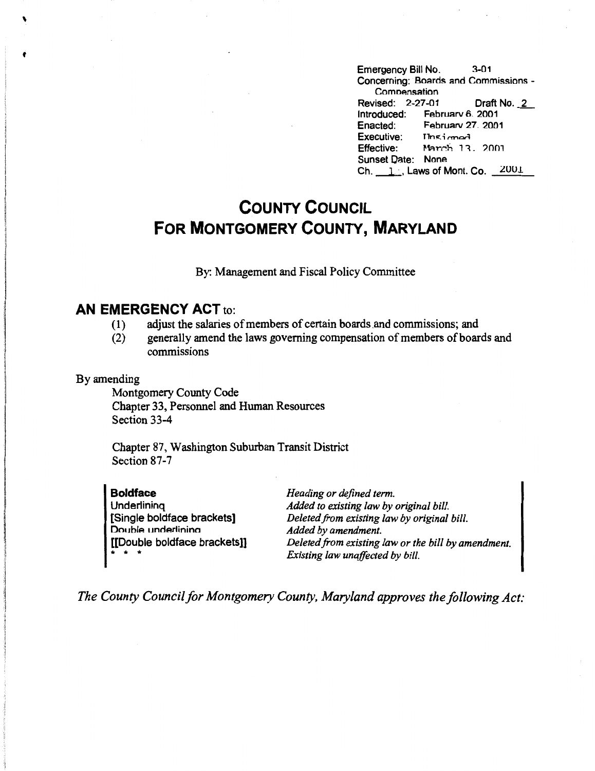Emergency Bill No. 3-01
Concerning: Boards and Commissions - Compensation
Revised: 2-27-01 Draft No. 2
Introduced: February 6, 2001
Enacted: February 27, 2001
Executive: Unsigned
Effective: March 13, 2001
Sunset Date: None
Ch. 1, Laws of Mont. Co. 2001

# COUNTY COUNCIL
# FOR MONTGOMERY COUNTY, MARYLAND

By: Management and Fiscal Policy Committee

## AN EMERGENCY ACT to:

(1) adjust the salaries of members of certain boards and commissions; and
(2) generally amend the laws governing compensation of members of boards and commissions

By amending

Montgomery County Code
Chapter 33, Personnel and Human Resources
Section 33-4

Chapter 87, Washington Suburban Transit District
Section 87-7

| | |
|---|---|
| **Boldface** | *Heading or defined term.* |
| Underlining | *Added to existing law by original bill.* |
| [Single boldface brackets] | *Deleted from existing law by original bill.* |
| Double underlining | *Added by amendment.* |
| [[Double boldface brackets]] | *Deleted from existing law or the bill by amendment.* |
| * * * | *Existing law unaffected by bill.* |

*The County Council for Montgomery County, Maryland approves the following Act:*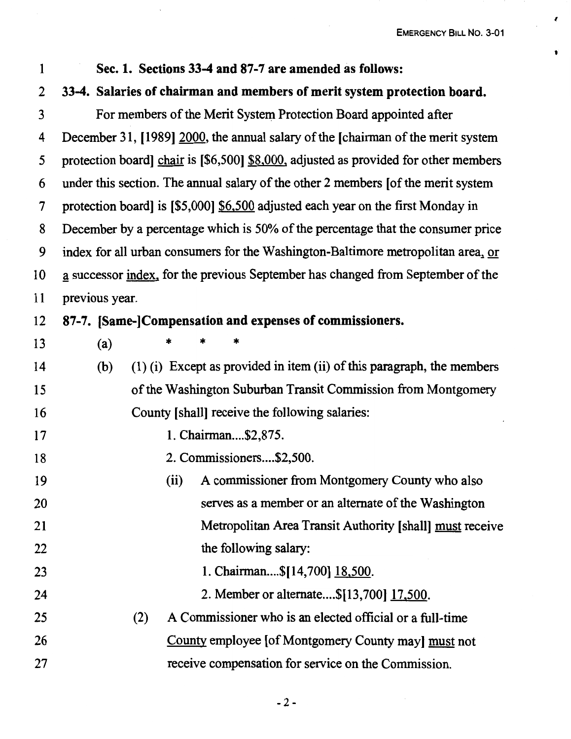**Sec. 1. Sections 33-4 and 87-7 are amended as follows:**

**33-4. Salaries of chairman and members of merit system protection board.**

For members of the Merit System Protection Board appointed after December 31, [1989] 2000, the annual salary of the [chairman of the merit system protection board] chair is [$6,500] $8,000, adjusted as provided for other members under this section. The annual salary of the other 2 members [of the merit system protection board] is [$5,000] $6,500 adjusted each year on the first Monday in December by a percentage which is 50% of the percentage that the consumer price index for all urban consumers for the Washington-Baltimore metropolitan area, or a successor index, for the previous September has changed from September of the previous year.

**87-7. [Same-]Compensation and expenses of commissioners.**

(a) * * *

(b) (1) (i) Except as provided in item (ii) of this paragraph, the members of the Washington Suburban Transit Commission from Montgomery County [shall] receive the following salaries:

1. Chairman....$2,875.

2. Commissioners....$2,500.

(ii) A commissioner from Montgomery County who also serves as a member or an alternate of the Washington Metropolitan Area Transit Authority [shall] must receive the following salary:

1. Chairman....$[14,700] 18,500.

2. Member or alternate....$[13,700] 17,500.

(2) A Commissioner who is an elected official or a full-time County employee [of Montgomery County may] must not receive compensation for service on the Commission.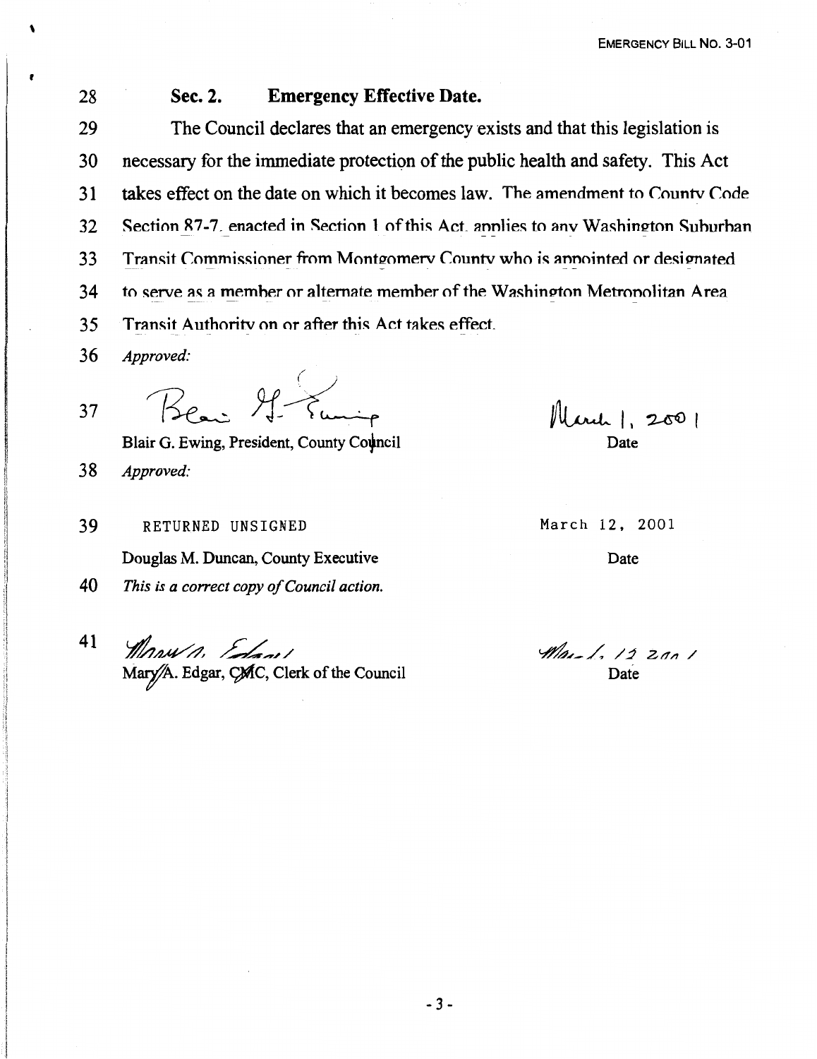28 **Sec. 2. Emergency Effective Date.**

29 The Council declares that an emergency exists and that this legislation is
30 necessary for the immediate protection of the public health and safety. This Act
31 takes effect on the date on which it becomes law. The amendment to County Code
32 Section 87-7, enacted in Section 1 of this Act, applies to any Washington Suburban
33 Transit Commissioner from Montgomery County who is appointed or designated
34 to serve as a member or alternate member of the Washington Metropolitan Area
35 Transit Authority on or after this Act takes effect.

36 *Approved:*

37 Blair G. Ewing, President, County Council — March 1, 2001 — Date

38 *Approved:*

39 RETURNED UNSIGNED — March 12, 2001

Douglas M. Duncan, County Executive — Date

40 *This is a correct copy of Council action.*

41 Mary A. Edgar, CMC, Clerk of the Council — Mar. 1, 12 2001 — Date